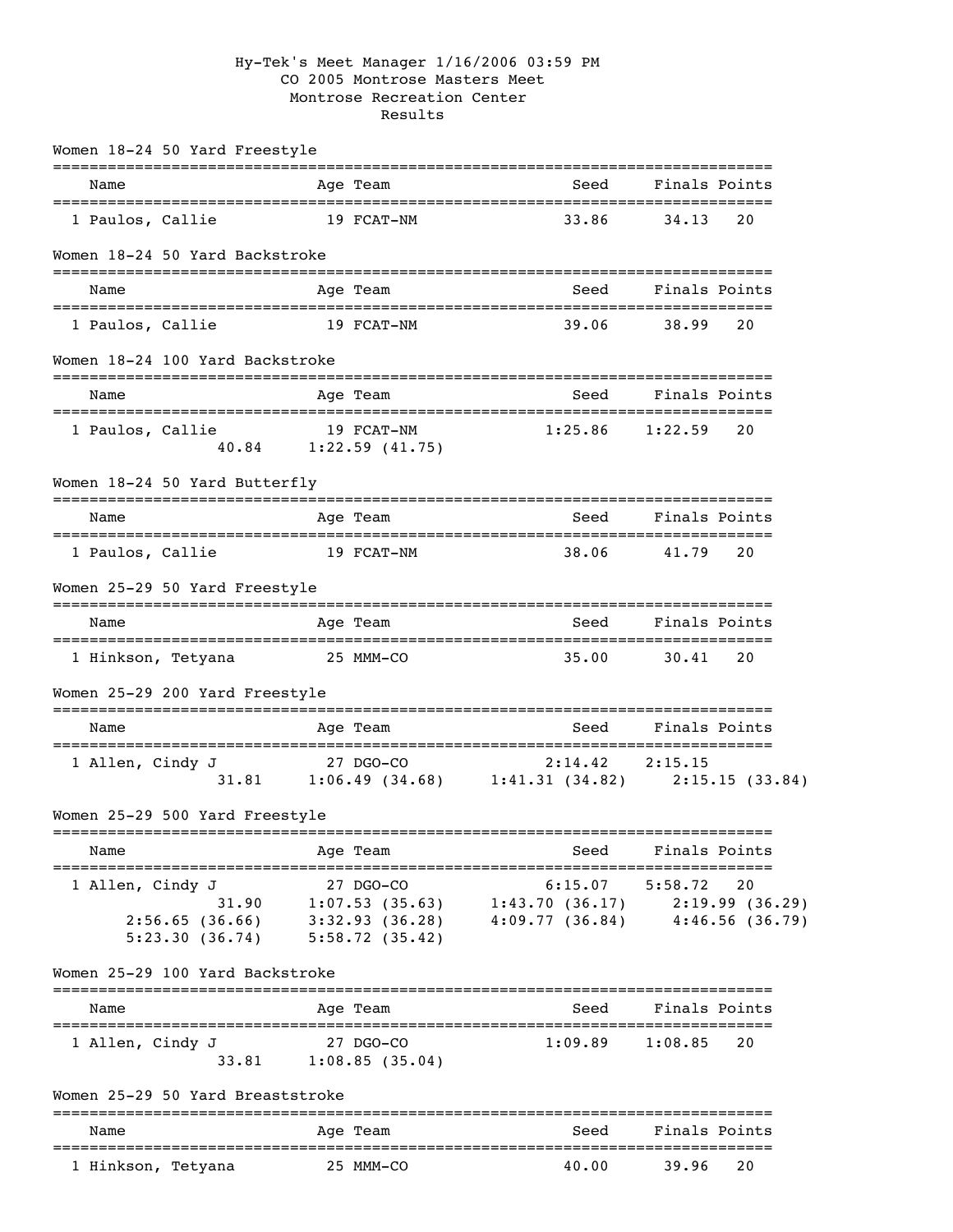Hy-Tek's Meet Manager 1/16/2006 03:59 PM

# CO 2005 Montrose Masters Meet

## Montrose Recreation Center

### Results

**Women 18-24 50 Yard Freestyle**

| | Name | Age | Team | Seed | Finals | Points |
|---|---|---|---|---|---|---|
| 1 | Paulos, Callie | 19 | FCAT-NM | 33.86 | 34.13 | 20 |

**Women 18-24 50 Yard Backstroke**

| | Name | Age | Team | Seed | Finals | Points |
|---|---|---|---|---|---|---|
| 1 | Paulos, Callie | 19 | FCAT-NM | 39.06 | 38.99 | 20 |

**Women 18-24 100 Yard Backstroke**

| | Name | Age | Team | Seed | Finals | Points |
|---|---|---|---|---|---|---|
| 1 | Paulos, Callie | 19 | FCAT-NM | 1:25.86 | 1:22.59 | 20 |

Splits: 40.84  1:22.59 (41.75)

**Women 18-24 50 Yard Butterfly**

| | Name | Age | Team | Seed | Finals | Points |
|---|---|---|---|---|---|---|
| 1 | Paulos, Callie | 19 | FCAT-NM | 38.06 | 41.79 | 20 |

**Women 25-29 50 Yard Freestyle**

| | Name | Age | Team | Seed | Finals | Points |
|---|---|---|---|---|---|---|
| 1 | Hinkson, Tetyana | 25 | MMM-CO | 35.00 | 30.41 | 20 |

**Women 25-29 200 Yard Freestyle**

| | Name | Age | Team | Seed | Finals | Points |
|---|---|---|---|---|---|---|
| 1 | Allen, Cindy J | 27 | DGO-CO | 2:14.42 | 2:15.15 | |

Splits: 31.81  1:06.49 (34.68)  1:41.31 (34.82)  2:15.15 (33.84)

**Women 25-29 500 Yard Freestyle**

| | Name | Age | Team | Seed | Finals | Points |
|---|---|---|---|---|---|---|
| 1 | Allen, Cindy J | 27 | DGO-CO | 6:15.07 | 5:58.72 | 20 |

Splits: 31.90  1:07.53 (35.63)  1:43.70 (36.17)  2:19.99 (36.29)  2:56.65 (36.66)  3:32.93 (36.28)  4:09.77 (36.84)  4:46.56 (36.79)  5:23.30 (36.74)  5:58.72 (35.42)

**Women 25-29 100 Yard Backstroke**

| | Name | Age | Team | Seed | Finals | Points |
|---|---|---|---|---|---|---|
| 1 | Allen, Cindy J | 27 | DGO-CO | 1:09.89 | 1:08.85 | 20 |

Splits: 33.81  1:08.85 (35.04)

**Women 25-29 50 Yard Breaststroke**

| | Name | Age | Team | Seed | Finals | Points |
|---|---|---|---|---|---|---|
| 1 | Hinkson, Tetyana | 25 | MMM-CO | 40.00 | 39.96 | 20 |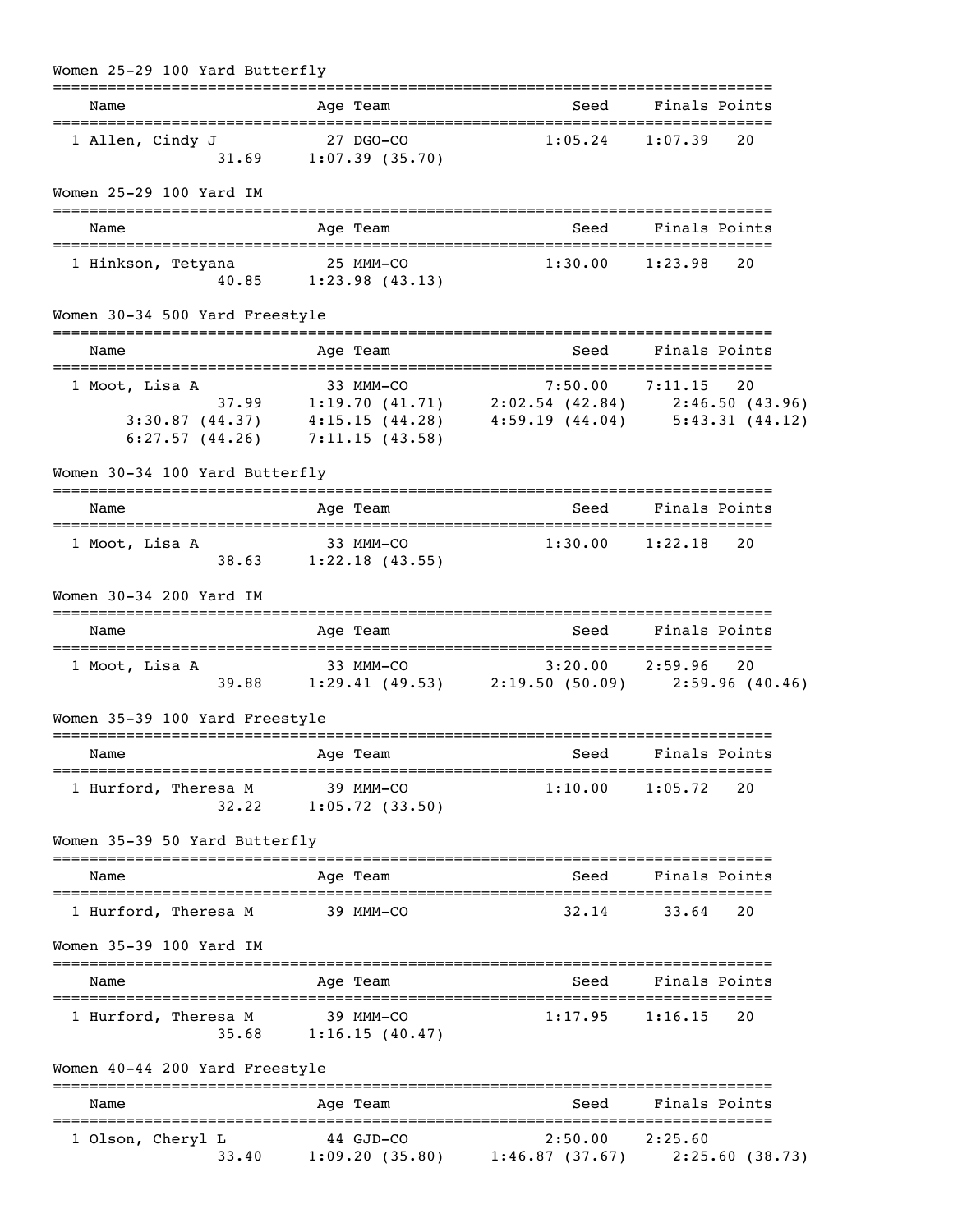## Women 25-29 100 Yard Butterfly

| Name | Age | Team | Seed | Finals | Points |
|---|---|---|---|---|---|
| 1 Allen, Cindy J | 27 | DGO-CO | 1:05.24 | 1:07.39 | 20 |

Splits: 31.69 1:07.39 (35.70)

## Women 25-29 100 Yard IM

| Name | Age | Team | Seed | Finals | Points |
|---|---|---|---|---|---|
| 1 Hinkson, Tetyana | 25 | MMM-CO | 1:30.00 | 1:23.98 | 20 |

Splits: 40.85 1:23.98 (43.13)

## Women 30-34 500 Yard Freestyle

| Name | Age | Team | Seed | Finals | Points |
|---|---|---|---|---|---|
| 1 Moot, Lisa A | 33 | MMM-CO | 7:50.00 | 7:11.15 | 20 |

Splits: 37.99 1:19.70 (41.71) 2:02.54 (42.84) 2:46.50 (43.96) 3:30.87 (44.37) 4:15.15 (44.28) 4:59.19 (44.04) 5:43.31 (44.12) 6:27.57 (44.26) 7:11.15 (43.58)

## Women 30-34 100 Yard Butterfly

| Name | Age | Team | Seed | Finals | Points |
|---|---|---|---|---|---|
| 1 Moot, Lisa A | 33 | MMM-CO | 1:30.00 | 1:22.18 | 20 |

Splits: 38.63 1:22.18 (43.55)

## Women 30-34 200 Yard IM

| Name | Age | Team | Seed | Finals | Points |
|---|---|---|---|---|---|
| 1 Moot, Lisa A | 33 | MMM-CO | 3:20.00 | 2:59.96 | 20 |

Splits: 39.88 1:29.41 (49.53) 2:19.50 (50.09) 2:59.96 (40.46)

## Women 35-39 100 Yard Freestyle

| Name | Age | Team | Seed | Finals | Points |
|---|---|---|---|---|---|
| 1 Hurford, Theresa M | 39 | MMM-CO | 1:10.00 | 1:05.72 | 20 |

Splits: 32.22 1:05.72 (33.50)

## Women 35-39 50 Yard Butterfly

| Name | Age | Team | Seed | Finals | Points |
|---|---|---|---|---|---|
| 1 Hurford, Theresa M | 39 | MMM-CO | 32.14 | 33.64 | 20 |

## Women 35-39 100 Yard IM

| Name | Age | Team | Seed | Finals | Points |
|---|---|---|---|---|---|
| 1 Hurford, Theresa M | 39 | MMM-CO | 1:17.95 | 1:16.15 | 20 |

Splits: 35.68 1:16.15 (40.47)

## Women 40-44 200 Yard Freestyle

| Name | Age | Team | Seed | Finals | Points |
|---|---|---|---|---|---|
| 1 Olson, Cheryl L | 44 | GJD-CO | 2:50.00 | 2:25.60 | |

Splits: 33.40 1:09.20 (35.80) 1:46.87 (37.67) 2:25.60 (38.73)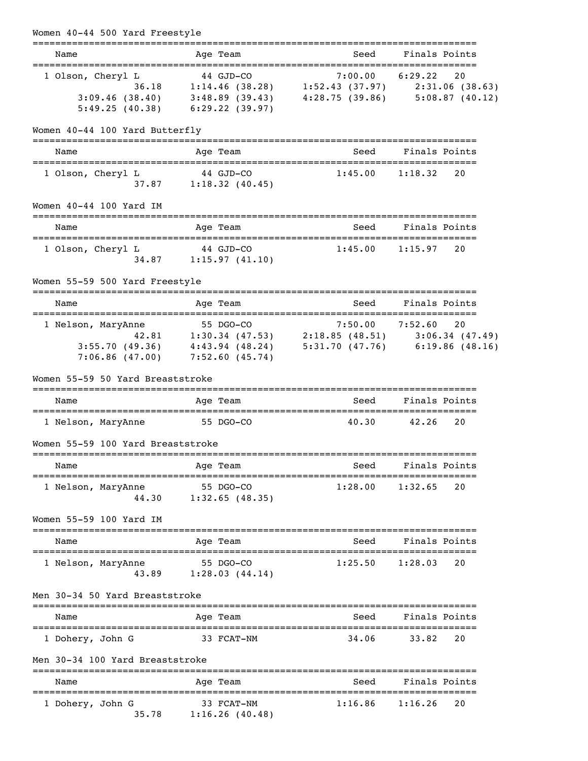## Women 40-44 500 Yard Freestyle

| Name | Age | Team | Seed | Finals | Points |
|---|---|---|---|---|---|
| 1 Olson, Cheryl L | 44 | GJD-CO | 7:00.00 | 6:29.22 | 20 |

Splits: 36.18, 1:14.46 (38.28), 1:52.43 (37.97), 2:31.06 (38.63), 3:09.46 (38.40), 3:48.89 (39.43), 4:28.75 (39.86), 5:08.87 (40.12), 5:49.25 (40.38), 6:29.22 (39.97)

## Women 40-44 100 Yard Butterfly

| Name | Age | Team | Seed | Finals | Points |
|---|---|---|---|---|---|
| 1 Olson, Cheryl L | 44 | GJD-CO | 1:45.00 | 1:18.32 | 20 |

Splits: 37.87, 1:18.32 (40.45)

## Women 40-44 100 Yard IM

| Name | Age | Team | Seed | Finals | Points |
|---|---|---|---|---|---|
| 1 Olson, Cheryl L | 44 | GJD-CO | 1:45.00 | 1:15.97 | 20 |

Splits: 34.87, 1:15.97 (41.10)

## Women 55-59 500 Yard Freestyle

| Name | Age | Team | Seed | Finals | Points |
|---|---|---|---|---|---|
| 1 Nelson, MaryAnne | 55 | DGO-CO | 7:50.00 | 7:52.60 | 20 |

Splits: 42.81, 1:30.34 (47.53), 2:18.85 (48.51), 3:06.34 (47.49), 3:55.70 (49.36), 4:43.94 (48.24), 5:31.70 (47.76), 6:19.86 (48.16), 7:06.86 (47.00), 7:52.60 (45.74)

## Women 55-59 50 Yard Breaststroke

| Name | Age | Team | Seed | Finals | Points |
|---|---|---|---|---|---|
| 1 Nelson, MaryAnne | 55 | DGO-CO | 40.30 | 42.26 | 20 |

## Women 55-59 100 Yard Breaststroke

| Name | Age | Team | Seed | Finals | Points |
|---|---|---|---|---|---|
| 1 Nelson, MaryAnne | 55 | DGO-CO | 1:28.00 | 1:32.65 | 20 |

Splits: 44.30, 1:32.65 (48.35)

## Women 55-59 100 Yard IM

| Name | Age | Team | Seed | Finals | Points |
|---|---|---|---|---|---|
| 1 Nelson, MaryAnne | 55 | DGO-CO | 1:25.50 | 1:28.03 | 20 |

Splits: 43.89, 1:28.03 (44.14)

## Men 30-34 50 Yard Breaststroke

| Name | Age | Team | Seed | Finals | Points |
|---|---|---|---|---|---|
| 1 Dohery, John G | 33 | FCAT-NM | 34.06 | 33.82 | 20 |

## Men 30-34 100 Yard Breaststroke

| Name | Age | Team | Seed | Finals | Points |
|---|---|---|---|---|---|
| 1 Dohery, John G | 33 | FCAT-NM | 1:16.86 | 1:16.26 | 20 |

Splits: 35.78, 1:16.26 (40.48)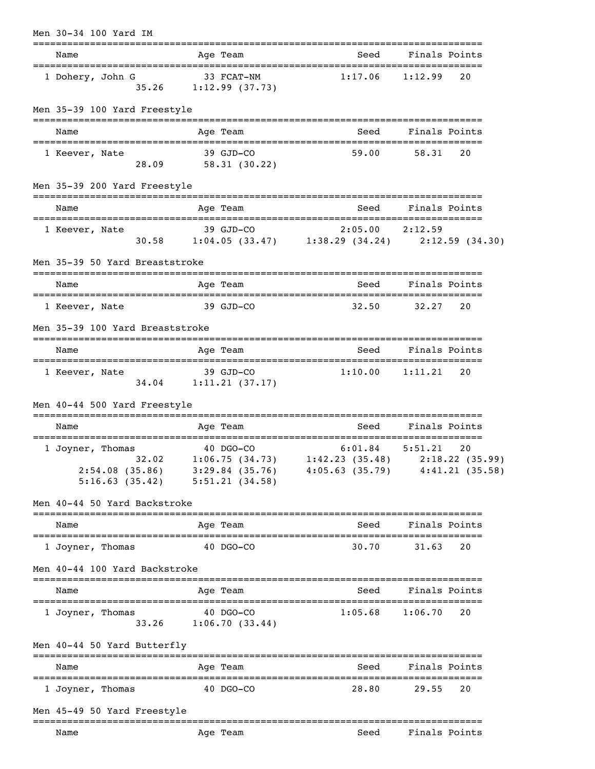## Men 30-34 100 Yard IM

| | Name | Age | Team | Seed | Finals | Points |
|---|---|---|---|---|---|---|
| 1 | Dohery, John G | 33 | FCAT-NM | 1:17.06 | 1:12.99 | 20 |

35.26  1:12.99 (37.73)

## Men 35-39 100 Yard Freestyle

| | Name | Age | Team | Seed | Finals | Points |
|---|---|---|---|---|---|---|
| 1 | Keever, Nate | 39 | GJD-CO | 59.00 | 58.31 | 20 |

28.09  58.31 (30.22)

## Men 35-39 200 Yard Freestyle

| | Name | Age | Team | Seed | Finals | Points |
|---|---|---|---|---|---|---|
| 1 | Keever, Nate | 39 | GJD-CO | 2:05.00 | 2:12.59 | |

30.58  1:04.05 (33.47)  1:38.29 (34.24)  2:12.59 (34.30)

## Men 35-39 50 Yard Breaststroke

| | Name | Age | Team | Seed | Finals | Points |
|---|---|---|---|---|---|---|
| 1 | Keever, Nate | 39 | GJD-CO | 32.50 | 32.27 | 20 |

## Men 35-39 100 Yard Breaststroke

| | Name | Age | Team | Seed | Finals | Points |
|---|---|---|---|---|---|---|
| 1 | Keever, Nate | 39 | GJD-CO | 1:10.00 | 1:11.21 | 20 |

34.04  1:11.21 (37.17)

## Men 40-44 500 Yard Freestyle

| | Name | Age | Team | Seed | Finals | Points |
|---|---|---|---|---|---|---|
| 1 | Joyner, Thomas | 40 | DGO-CO | 6:01.84 | 5:51.21 | 20 |

32.02  1:06.75 (34.73)  1:42.23 (35.48)  2:18.22 (35.99)
2:54.08 (35.86)  3:29.84 (35.76)  4:05.63 (35.79)  4:41.21 (35.58)
5:16.63 (35.42)  5:51.21 (34.58)

## Men 40-44 50 Yard Backstroke

| | Name | Age | Team | Seed | Finals | Points |
|---|---|---|---|---|---|---|
| 1 | Joyner, Thomas | 40 | DGO-CO | 30.70 | 31.63 | 20 |

## Men 40-44 100 Yard Backstroke

| | Name | Age | Team | Seed | Finals | Points |
|---|---|---|---|---|---|---|
| 1 | Joyner, Thomas | 40 | DGO-CO | 1:05.68 | 1:06.70 | 20 |

33.26  1:06.70 (33.44)

## Men 40-44 50 Yard Butterfly

| | Name | Age | Team | Seed | Finals | Points |
|---|---|---|---|---|---|---|
| 1 | Joyner, Thomas | 40 | DGO-CO | 28.80 | 29.55 | 20 |

## Men 45-49 50 Yard Freestyle

| | Name | Age | Team | Seed | Finals | Points |
|---|---|---|---|---|---|---|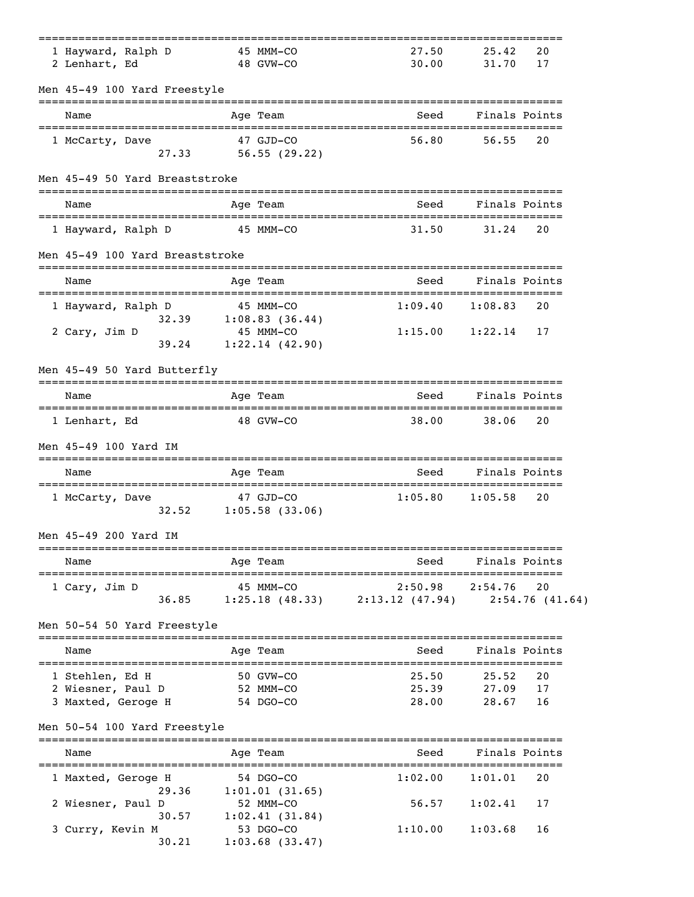| | Name | Age | Team | Seed | Finals | Points |
|---|---|---|---|---|---|---|
| 1 | Hayward, Ralph D | 45 | MMM-CO | 27.50 | 25.42 | 20 |
| 2 | Lenhart, Ed | 48 | GVW-CO | 30.00 | 31.70 | 17 |

### Men 45-49 100 Yard Freestyle

| | Name | Age | Team | Seed | Finals | Points |
|---|---|---|---|---|---|---|
| 1 | McCarty, Dave | 47 | GJD-CO | 56.80 | 56.55 | 20 |
| | 27.33 | | 56.55 (29.22) | | | |

### Men 45-49 50 Yard Breaststroke

| | Name | Age | Team | Seed | Finals | Points |
|---|---|---|---|---|---|---|
| 1 | Hayward, Ralph D | 45 | MMM-CO | 31.50 | 31.24 | 20 |

### Men 45-49 100 Yard Breaststroke

| | Name | Age | Team | Seed | Finals | Points |
|---|---|---|---|---|---|---|
| 1 | Hayward, Ralph D | 45 | MMM-CO | 1:09.40 | 1:08.83 | 20 |
| | 32.39 | | 1:08.83 (36.44) | | | |
| 2 | Cary, Jim D | 45 | MMM-CO | 1:15.00 | 1:22.14 | 17 |
| | 39.24 | | 1:22.14 (42.90) | | | |

### Men 45-49 50 Yard Butterfly

| | Name | Age | Team | Seed | Finals | Points |
|---|---|---|---|---|---|---|
| 1 | Lenhart, Ed | 48 | GVW-CO | 38.00 | 38.06 | 20 |

### Men 45-49 100 Yard IM

| | Name | Age | Team | Seed | Finals | Points |
|---|---|---|---|---|---|---|
| 1 | McCarty, Dave | 47 | GJD-CO | 1:05.80 | 1:05.58 | 20 |
| | 32.52 | | 1:05.58 (33.06) | | | |

### Men 45-49 200 Yard IM

| | Name | Age | Team | Seed | Finals | Points |
|---|---|---|---|---|---|---|
| 1 | Cary, Jim D | 45 | MMM-CO | 2:50.98 | 2:54.76 | 20 |
| | 36.85 | | 1:25.18 (48.33) | 2:13.12 (47.94) | 2:54.76 (41.64) | |

### Men 50-54 50 Yard Freestyle

| | Name | Age | Team | Seed | Finals | Points |
|---|---|---|---|---|---|---|
| 1 | Stehlen, Ed H | 50 | GVW-CO | 25.50 | 25.52 | 20 |
| 2 | Wiesner, Paul D | 52 | MMM-CO | 25.39 | 27.09 | 17 |
| 3 | Maxted, Geroge H | 54 | DGO-CO | 28.00 | 28.67 | 16 |

### Men 50-54 100 Yard Freestyle

| | Name | Age | Team | Seed | Finals | Points |
|---|---|---|---|---|---|---|
| 1 | Maxted, Geroge H | 54 | DGO-CO | 1:02.00 | 1:01.01 | 20 |
| | 29.36 | | 1:01.01 (31.65) | | | |
| 2 | Wiesner, Paul D | 52 | MMM-CO | 56.57 | 1:02.41 | 17 |
| | 30.57 | | 1:02.41 (31.84) | | | |
| 3 | Curry, Kevin M | 53 | DGO-CO | 1:10.00 | 1:03.68 | 16 |
| | 30.21 | | 1:03.68 (33.47) | | | |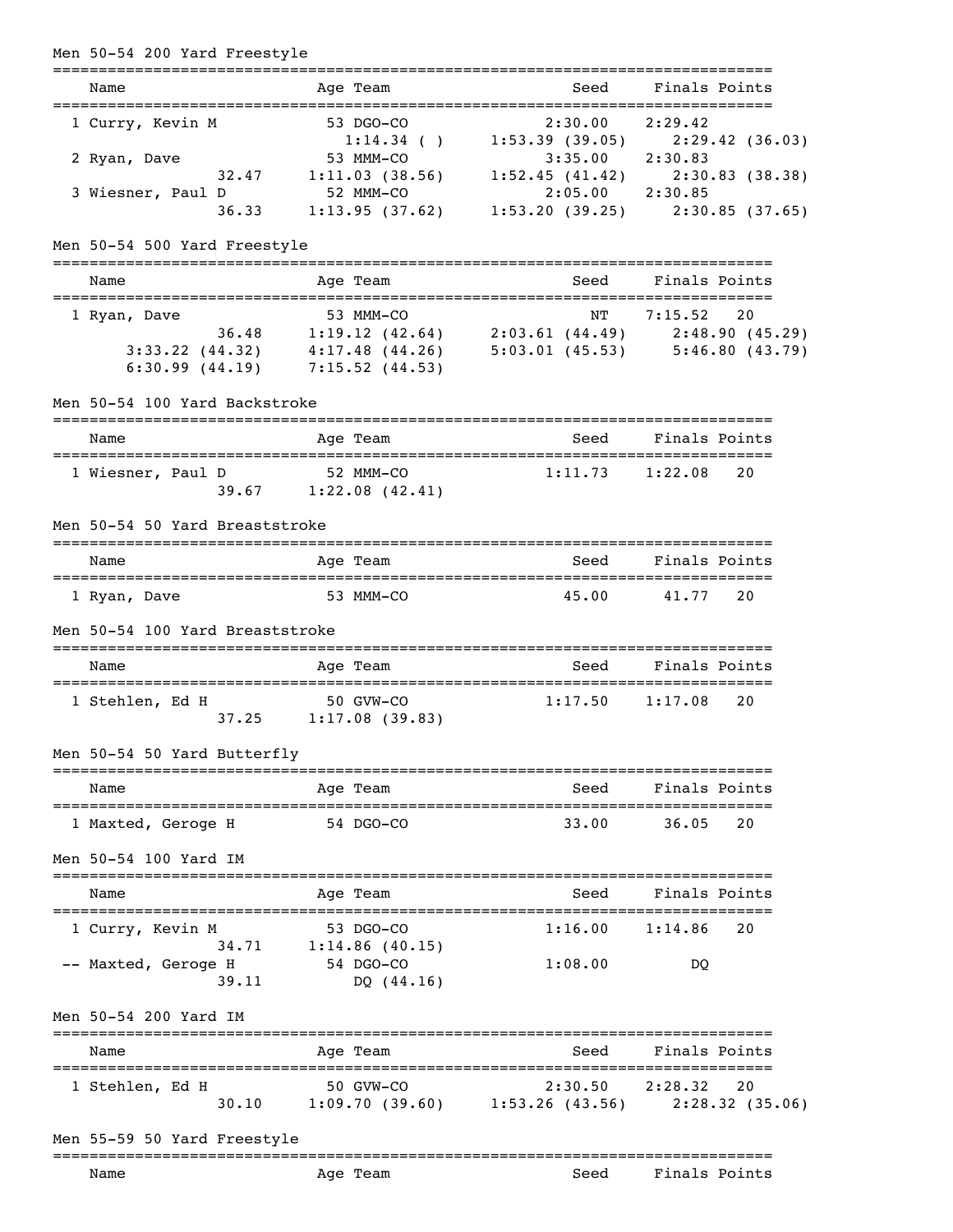Men 50-54 200 Yard Freestyle

| Name | Age | Team | Seed | Finals | Points |
|---|---|---|---|---|---|
| 1 Curry, Kevin M | 53 | DGO-CO | 2:30.00 | 2:29.42 | |
| 1:14.34 ( ) | 1:53.39 (39.05) | 2:29.42 (36.03) | | | |
| 2 Ryan, Dave | 53 | MMM-CO | 3:35.00 | 2:30.83 | |
| 32.47 | 1:11.03 (38.56) | 1:52.45 (41.42) | 2:30.83 (38.38) | | |
| 3 Wiesner, Paul D | 52 | MMM-CO | 2:05.00 | 2:30.85 | |
| 36.33 | 1:13.95 (37.62) | 1:53.20 (39.25) | 2:30.85 (37.65) | | |

Men 50-54 500 Yard Freestyle

| Name | Age | Team | Seed | Finals | Points |
|---|---|---|---|---|---|
| 1 Ryan, Dave | 53 | MMM-CO | NT | 7:15.52 | 20 |
| 36.48 | 1:19.12 (42.64) | 2:03.61 (44.49) | 2:48.90 (45.29) | | |
| 3:33.22 (44.32) | 4:17.48 (44.26) | 5:03.01 (45.53) | 5:46.80 (43.79) | | |
| 6:30.99 (44.19) | 7:15.52 (44.53) | | | | |

Men 50-54 100 Yard Backstroke

| Name | Age | Team | Seed | Finals | Points |
|---|---|---|---|---|---|
| 1 Wiesner, Paul D | 52 | MMM-CO | 1:11.73 | 1:22.08 | 20 |
| 39.67 | 1:22.08 (42.41) | | | | |

Men 50-54 50 Yard Breaststroke

| Name | Age | Team | Seed | Finals | Points |
|---|---|---|---|---|---|
| 1 Ryan, Dave | 53 | MMM-CO | 45.00 | 41.77 | 20 |

Men 50-54 100 Yard Breaststroke

| Name | Age | Team | Seed | Finals | Points |
|---|---|---|---|---|---|
| 1 Stehlen, Ed H | 50 | GVW-CO | 1:17.50 | 1:17.08 | 20 |
| 37.25 | 1:17.08 (39.83) | | | | |

Men 50-54 50 Yard Butterfly

| Name | Age | Team | Seed | Finals | Points |
|---|---|---|---|---|---|
| 1 Maxted, Geroge H | 54 | DGO-CO | 33.00 | 36.05 | 20 |

Men 50-54 100 Yard IM

| Name | Age | Team | Seed | Finals | Points |
|---|---|---|---|---|---|
| 1 Curry, Kevin M | 53 | DGO-CO | 1:16.00 | 1:14.86 | 20 |
| 34.71 | 1:14.86 (40.15) | | | | |
| -- Maxted, Geroge H | 54 | DGO-CO | 1:08.00 | DQ | |
| 39.11 | DQ (44.16) | | | | |

Men 50-54 200 Yard IM

| Name | Age | Team | Seed | Finals | Points |
|---|---|---|---|---|---|
| 1 Stehlen, Ed H | 50 | GVW-CO | 2:30.50 | 2:28.32 | 20 |
| 30.10 | 1:09.70 (39.60) | 1:53.26 (43.56) | 2:28.32 (35.06) | | |

Men 55-59 50 Yard Freestyle

| Name | Age | Team | Seed | Finals | Points |
|---|---|---|---|---|---|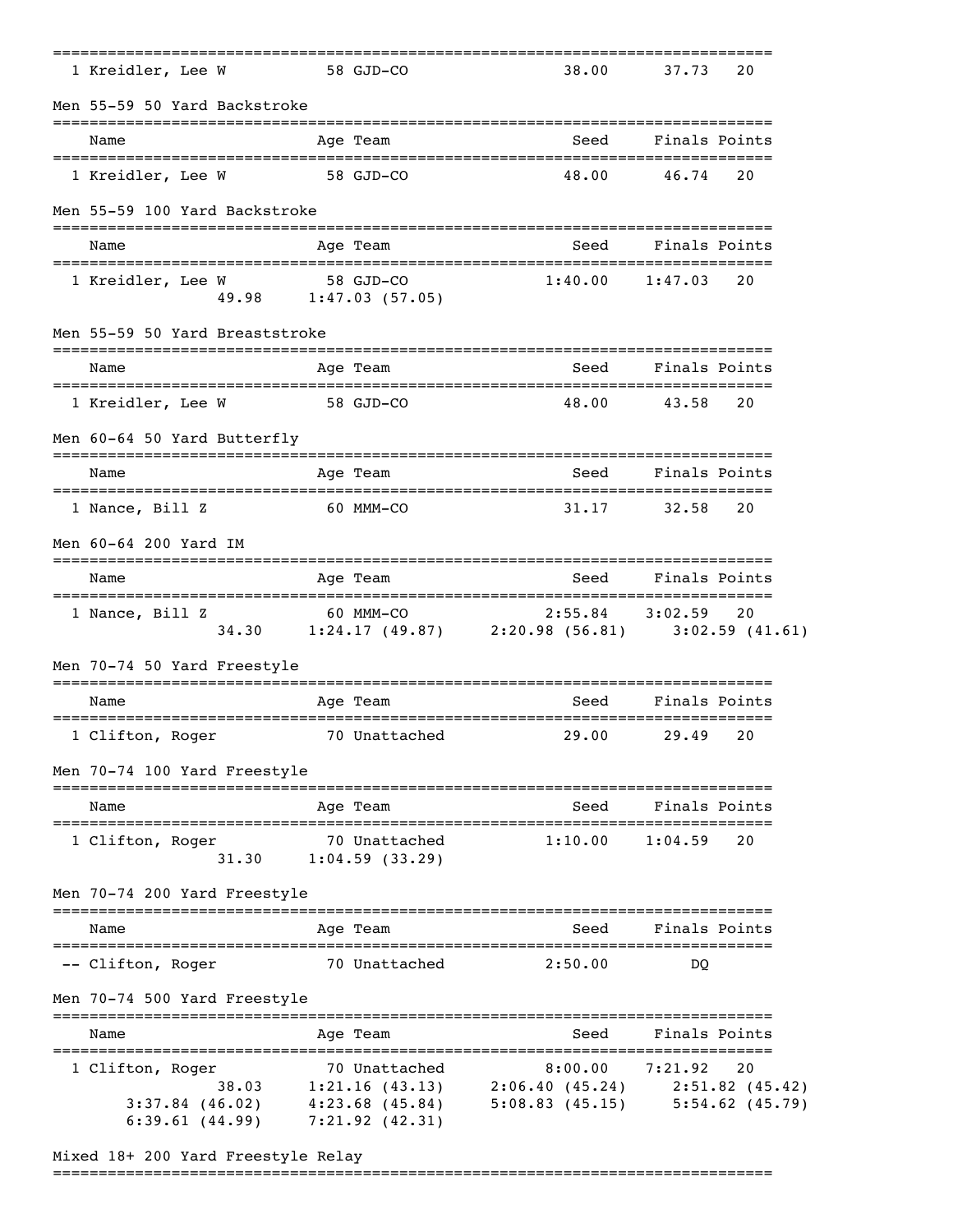| Name | Age | Team | Seed | Finals | Points |
|---|---|---|---|---|---|
| 1 Kreidler, Lee W | 58 | GJD-CO | 38.00 | 37.73 | 20 |

Men 55-59 50 Yard Backstroke

| Name | Age | Team | Seed | Finals | Points |
|---|---|---|---|---|---|
| 1 Kreidler, Lee W | 58 | GJD-CO | 48.00 | 46.74 | 20 |

Men 55-59 100 Yard Backstroke

| Name | Age | Team | Seed | Finals | Points |
|---|---|---|---|---|---|
| 1 Kreidler, Lee W | 58 | GJD-CO | 1:40.00 | 1:47.03 | 20 |
| 49.98 | 1:47.03 (57.05) | | | | |

Men 55-59 50 Yard Breaststroke

| Name | Age | Team | Seed | Finals | Points |
|---|---|---|---|---|---|
| 1 Kreidler, Lee W | 58 | GJD-CO | 48.00 | 43.58 | 20 |

Men 60-64 50 Yard Butterfly

| Name | Age | Team | Seed | Finals | Points |
|---|---|---|---|---|---|
| 1 Nance, Bill Z | 60 | MMM-CO | 31.17 | 32.58 | 20 |

Men 60-64 200 Yard IM

| Name | Age | Team | Seed | Finals | Points |
|---|---|---|---|---|---|
| 1 Nance, Bill Z | 60 | MMM-CO | 2:55.84 | 3:02.59 | 20 |
| 34.30 | 1:24.17 (49.87) | 2:20.98 (56.81) | 3:02.59 (41.61) | | |

Men 70-74 50 Yard Freestyle

| Name | Age | Team | Seed | Finals | Points |
|---|---|---|---|---|---|
| 1 Clifton, Roger | 70 | Unattached | 29.00 | 29.49 | 20 |

Men 70-74 100 Yard Freestyle

| Name | Age | Team | Seed | Finals | Points |
|---|---|---|---|---|---|
| 1 Clifton, Roger | 70 | Unattached | 1:10.00 | 1:04.59 | 20 |
| 31.30 | 1:04.59 (33.29) | | | | |

Men 70-74 200 Yard Freestyle

| Name | Age | Team | Seed | Finals | Points |
|---|---|---|---|---|---|
| -- Clifton, Roger | 70 | Unattached | 2:50.00 | DQ | |

Men 70-74 500 Yard Freestyle

| Name | Age | Team | Seed | Finals | Points |
|---|---|---|---|---|---|
| 1 Clifton, Roger | 70 | Unattached | 8:00.00 | 7:21.92 | 20 |
| 38.03 | 1:21.16 (43.13) | 2:06.40 (45.24) | 2:51.82 (45.42) | | |
| 3:37.84 (46.02) | 4:23.68 (45.84) | 5:08.83 (45.15) | 5:54.62 (45.79) | | |
| 6:39.61 (44.99) | 7:21.92 (42.31) | | | | |

Mixed 18+ 200 Yard Freestyle Relay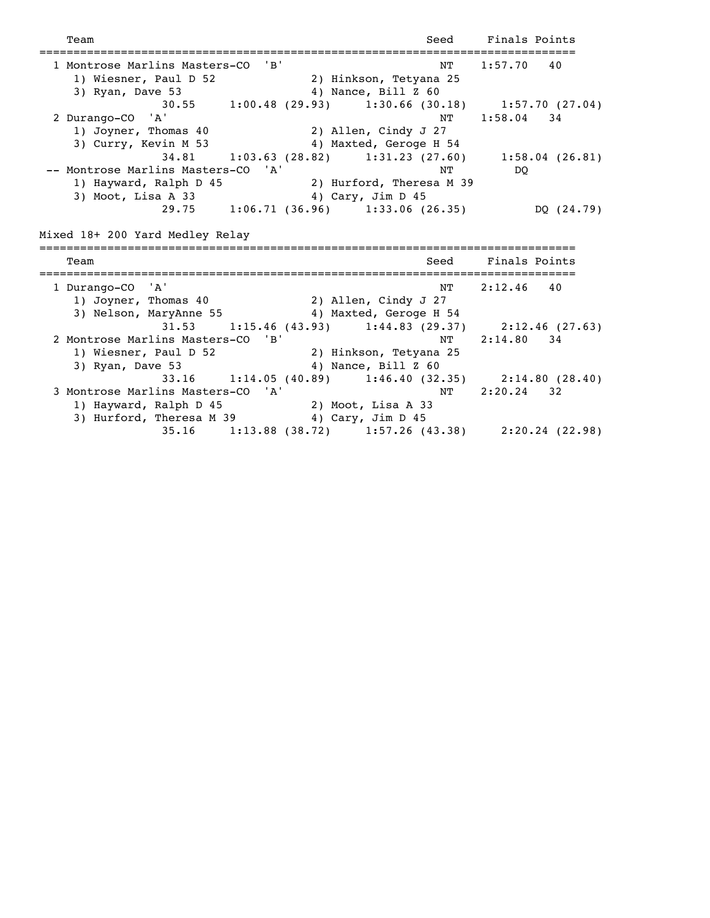| Team | Seed | Finals | Points |
|---|---|---|---|
| 1 Montrose Marlins Masters-CO 'B' | NT | 1:57.70 | 40 |
| 1) Wiesner, Paul D 52 &nbsp; 2) Hinkson, Tetyana 25 | | | |
| 3) Ryan, Dave 53 &nbsp; 4) Nance, Bill Z 60 | | | |
| 30.55 &nbsp; 1:00.48 (29.93) &nbsp; 1:30.66 (30.18) &nbsp; 1:57.70 (27.04) | | | |
| 2 Durango-CO 'A' | NT | 1:58.04 | 34 |
| 1) Joyner, Thomas 40 &nbsp; 2) Allen, Cindy J 27 | | | |
| 3) Curry, Kevin M 53 &nbsp; 4) Maxted, Geroge H 54 | | | |
| 34.81 &nbsp; 1:03.63 (28.82) &nbsp; 1:31.23 (27.60) &nbsp; 1:58.04 (26.81) | | | |
| -- Montrose Marlins Masters-CO 'A' | NT | DQ | |
| 1) Hayward, Ralph D 45 &nbsp; 2) Hurford, Theresa M 39 | | | |
| 3) Moot, Lisa A 33 &nbsp; 4) Cary, Jim D 45 | | | |
| 29.75 &nbsp; 1:06.71 (36.96) &nbsp; 1:33.06 (26.35) &nbsp; DQ (24.79) | | | |

Mixed 18+ 200 Yard Medley Relay

| Team | Seed | Finals | Points |
|---|---|---|---|
| 1 Durango-CO 'A' | NT | 2:12.46 | 40 |
| 1) Joyner, Thomas 40 &nbsp; 2) Allen, Cindy J 27 | | | |
| 3) Nelson, MaryAnne 55 &nbsp; 4) Maxted, Geroge H 54 | | | |
| 31.53 &nbsp; 1:15.46 (43.93) &nbsp; 1:44.83 (29.37) &nbsp; 2:12.46 (27.63) | | | |
| 2 Montrose Marlins Masters-CO 'B' | NT | 2:14.80 | 34 |
| 1) Wiesner, Paul D 52 &nbsp; 2) Hinkson, Tetyana 25 | | | |
| 3) Ryan, Dave 53 &nbsp; 4) Nance, Bill Z 60 | | | |
| 33.16 &nbsp; 1:14.05 (40.89) &nbsp; 1:46.40 (32.35) &nbsp; 2:14.80 (28.40) | | | |
| 3 Montrose Marlins Masters-CO 'A' | NT | 2:20.24 | 32 |
| 1) Hayward, Ralph D 45 &nbsp; 2) Moot, Lisa A 33 | | | |
| 3) Hurford, Theresa M 39 &nbsp; 4) Cary, Jim D 45 | | | |
| 35.16 &nbsp; 1:13.88 (38.72) &nbsp; 1:57.26 (43.38) &nbsp; 2:20.24 (22.98) | | | |